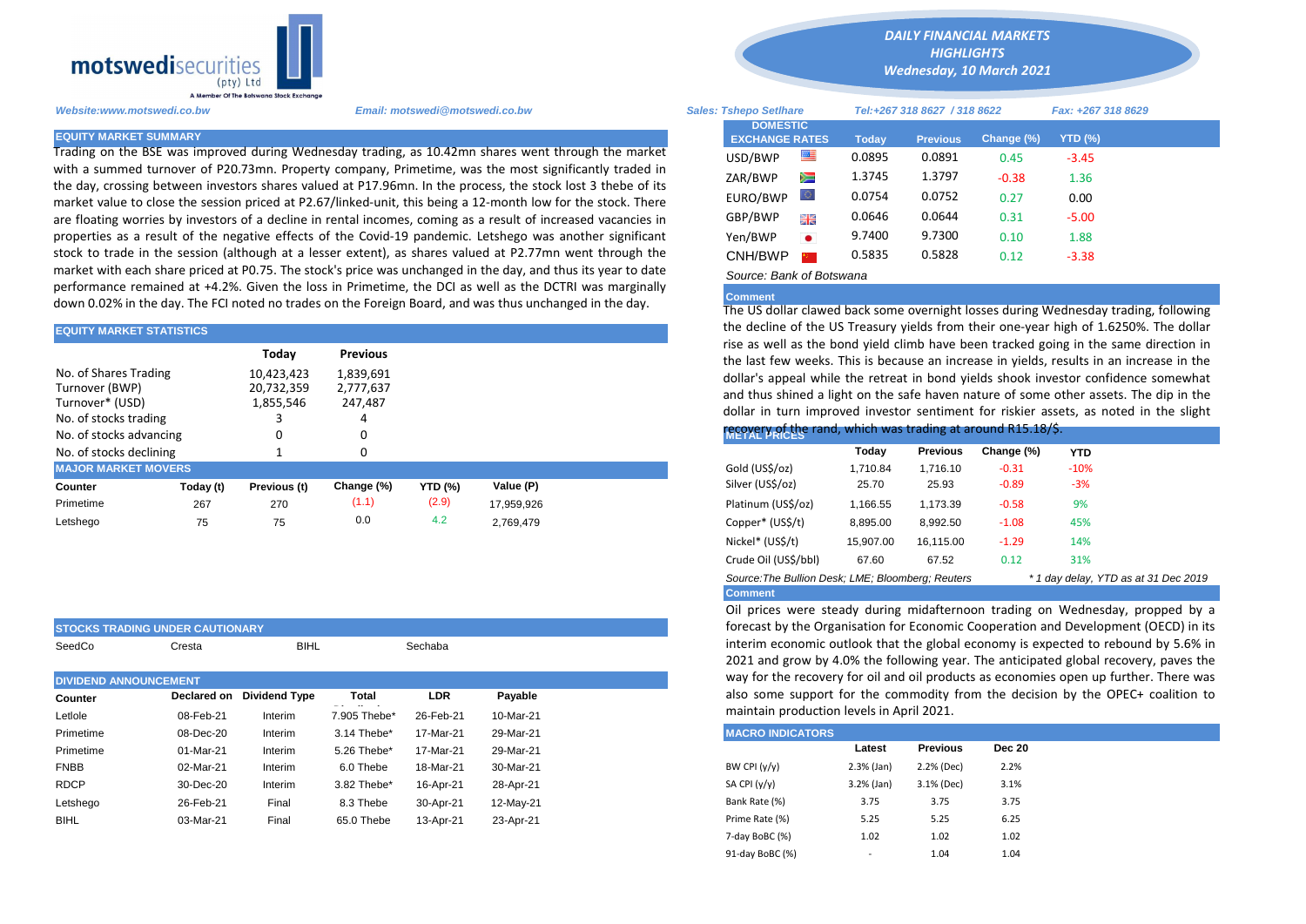motswedisecurities (pty) Ltd
A Member Of The Botswana Stock Exchange

*DAILY FINANCIAL MARKETS HIGHLIGHTS*
*Wednesday, 10 March 2021*

*Website:www.motswedi.co.bw* *Email: motswedi@motswedi.co.bw* *Sales: Tshepo Setlhare* *Tel:+267 318 8627 / 318 8622* *Fax: +267 318 8629*

## EQUITY MARKET SUMMARY

Trading on the BSE was improved during Wednesday trading, as 10.42mn shares went through the market with a summed turnover of P20.73mn. Property company, Primetime, was the most significantly traded in the day, crossing between investors shares valued at P17.96mn. In the process, the stock lost 3 thebe of its market value to close the session priced at P2.67/linked-unit, this being a 12-month low for the stock. There are floating worries by investors of a decline in rental incomes, coming as a result of increased vacancies in properties as a result of the negative effects of the Covid-19 pandemic. Letshego was another significant stock to trade in the session (although at a lesser extent), as shares valued at P2.77mn went through the market with each share priced at P0.75. The stock's price was unchanged in the day, and thus its year to date performance remained at +4.2%. Given the loss in Primetime, the DCI as well as the DCTRI was marginally down 0.02% in the day. The FCI noted no trades on the Foreign Board, and was thus unchanged in the day.

## EQUITY MARKET STATISTICS

| | Today | Previous |
|---|---|---|
| No. of Shares Trading | 10,423,423 | 1,839,691 |
| Turnover (BWP) | 20,732,359 | 2,777,637 |
| Turnover* (USD) | 1,855,546 | 247,487 |
| No. of stocks trading | 3 | 4 |
| No. of stocks advancing | 0 | 0 |
| No. of stocks declining | 1 | 0 |

## MAJOR MARKET MOVERS

| Counter | Today (t) | Previous (t) | Change (%) | YTD (%) | Value (P) |
|---|---|---|---|---|---|
| Primetime | 267 | 270 | (1.1) | (2.9) | 17,959,926 |
| Letshego | 75 | 75 | 0.0 | 4.2 | 2,769,479 |

## STOCKS TRADING UNDER CAUTIONARY

SeedCo, Cresta, BIHL, Sechaba

## DIVIDEND ANNOUNCEMENT

| Counter | Declared on | Dividend Type | Total | LDR | Payable |
|---|---|---|---|---|---|
| Letlole | 08-Feb-21 | Interim | 7.905 Thebe* | 26-Feb-21 | 10-Mar-21 |
| Primetime | 08-Dec-20 | Interim | 3.14 Thebe* | 17-Mar-21 | 29-Mar-21 |
| Primetime | 01-Mar-21 | Interim | 5.26 Thebe* | 17-Mar-21 | 29-Mar-21 |
| FNBB | 02-Mar-21 | Interim | 6.0 Thebe | 18-Mar-21 | 30-Mar-21 |
| RDCP | 30-Dec-20 | Interim | 3.82 Thebe* | 16-Apr-21 | 28-Apr-21 |
| Letshego | 26-Feb-21 | Final | 8.3 Thebe | 30-Apr-21 | 12-May-21 |
| BIHL | 03-Mar-21 | Final | 65.0 Thebe | 13-Apr-21 | 23-Apr-21 |

## DOMESTIC EXCHANGE RATES

| DOMESTIC EXCHANGE RATES | Today | Previous | Change (%) | YTD (%) |
|---|---|---|---|---|
| USD/BWP | 0.0895 | 0.0891 | 0.45 | -3.45 |
| ZAR/BWP | 1.3745 | 1.3797 | -0.38 | 1.36 |
| EURO/BWP | 0.0754 | 0.0752 | 0.27 | 0.00 |
| GBP/BWP | 0.0646 | 0.0644 | 0.31 | -5.00 |
| Yen/BWP | 9.7400 | 9.7300 | 0.10 | 1.88 |
| CNH/BWP | 0.5835 | 0.5828 | 0.12 | -3.38 |

*Source: Bank of Botswana*

**Comment**

The US dollar clawed back some overnight losses during Wednesday trading, following the decline of the US Treasury yields from their one-year high of 1.6250%. The dollar rise as well as the bond yield climb have been tracked going in the same direction in the last few weeks. This is because an increase in yields, results in an increase in the dollar's appeal while the retreat in bond yields shook investor confidence somewhat and thus shined a light on the safe haven nature of some other assets. The dip in the dollar in turn improved investor sentiment for riskier assets, as noted in the slight recovery of the rand, which was trading at around R15.18/$.

## METAL PRICES

| | Today | Previous | Change (%) | YTD |
|---|---|---|---|---|
| Gold (US$/oz) | 1,710.84 | 1,716.10 | -0.31 | -10% |
| Silver (US$/oz) | 25.70 | 25.93 | -0.89 | -3% |
| Platinum (US$/oz) | 1,166.55 | 1,173.39 | -0.58 | 9% |
| Copper* (US$/t) | 8,895.00 | 8,992.50 | -1.08 | 45% |
| Nickel* (US$/t) | 15,907.00 | 16,115.00 | -1.29 | 14% |
| Crude Oil (US$/bbl) | 67.60 | 67.52 | 0.12 | 31% |

*Source:The Bullion Desk; LME; Bloomberg; Reuters* *\* 1 day delay, YTD as at 31 Dec 2019*

**Comment**

Oil prices were steady during midafternoon trading on Wednesday, propped by a forecast by the Organisation for Economic Cooperation and Development (OECD) in its interim economic outlook that the global economy is expected to rebound by 5.6% in 2021 and grow by 4.0% the following year. The anticipated global recovery, paves the way for the recovery for oil and oil products as economies open up further. There was also some support for the commodity from the decision by the OPEC+ coalition to maintain production levels in April 2021.

## MACRO INDICATORS

| | Latest | Previous | Dec 20 |
|---|---|---|---|
| BW CPI (y/y) | 2.3% (Jan) | 2.2% (Dec) | 2.2% |
| SA CPI (y/y) | 3.2% (Jan) | 3.1% (Dec) | 3.1% |
| Bank Rate (%) | 3.75 | 3.75 | 3.75 |
| Prime Rate (%) | 5.25 | 5.25 | 6.25 |
| 7-day BoBC (%) | 1.02 | 1.02 | 1.02 |
| 91-day BoBC (%) | - | 1.04 | 1.04 |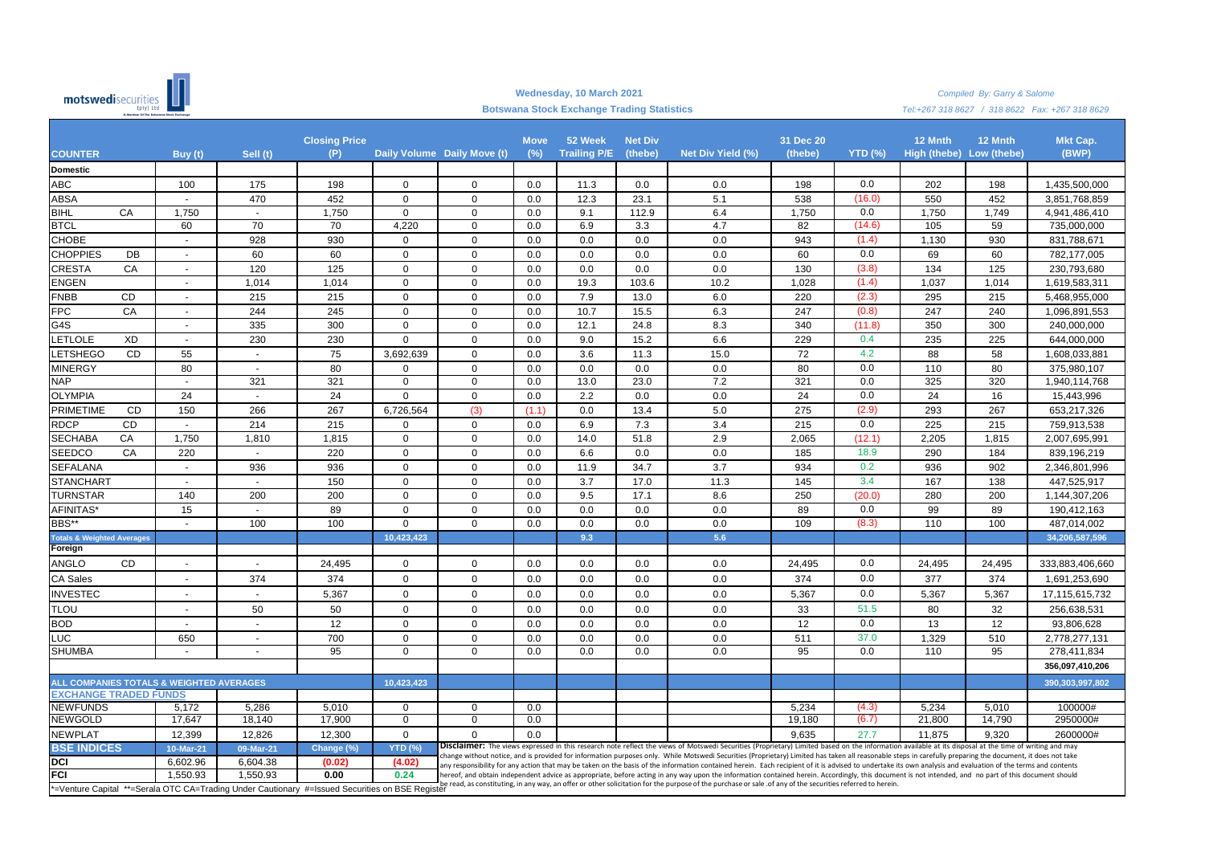motswedisecurities (pty) ltd
A Member Of The Botswana Stock Exchange

**Wednesday, 10 March 2021**

**Botswana Stock Exchange Trading Statistics**

*Compiled By: Garry & Salome*

*Tel:+267 318 8627 / 318 8622 Fax: +267 318 8629*

| COUNTER | | Buy (t) | Sell (t) | Closing Price (P) | Daily Volume | Daily Move (t) | Move (%) | 52 Week Trailing P/E | Net Div (thebe) | Net Div Yield (%) | 31 Dec 20 (thebe) | YTD (%) | 12 Mnth High (thebe) | 12 Mnth Low (thebe) | Mkt Cap. (BWP) |
|---|---|---|---|---|---|---|---|---|---|---|---|---|---|---|---|
| **Domestic** | | | | | | | | | | | | | | | |
| ABC | | 100 | 175 | 198 | 0 | 0 | 0.0 | 11.3 | 0.0 | 0.0 | 198 | 0.0 | 202 | 198 | 1,435,500,000 |
| ABSA | | - | 470 | 452 | 0 | 0 | 0.0 | 12.3 | 23.1 | 5.1 | 538 | (16.0) | 550 | 452 | 3,851,768,859 |
| BIHL | CA | 1,750 | - | 1,750 | 0 | 0 | 0.0 | 9.1 | 112.9 | 6.4 | 1,750 | 0.0 | 1,750 | 1,749 | 4,941,486,410 |
| BTCL | | 60 | 70 | 70 | 4,220 | 0 | 0.0 | 6.9 | 3.3 | 4.7 | 82 | (14.6) | 105 | 59 | 735,000,000 |
| CHOBE | | - | 928 | 930 | 0 | 0 | 0.0 | 0.0 | 0.0 | 0.0 | 943 | (1.4) | 1,130 | 930 | 831,788,671 |
| CHOPPIES | DB | - | 60 | 60 | 0 | 0 | 0.0 | 0.0 | 0.0 | 0.0 | 60 | 0.0 | 69 | 60 | 782,177,005 |
| CRESTA | CA | - | 120 | 125 | 0 | 0 | 0.0 | 0.0 | 0.0 | 0.0 | 130 | (3.8) | 134 | 125 | 230,793,680 |
| ENGEN | | - | 1,014 | 1,014 | 0 | 0 | 0.0 | 19.3 | 103.6 | 10.2 | 1,028 | (1.4) | 1,037 | 1,014 | 1,619,583,311 |
| FNBB | CD | - | 215 | 215 | 0 | 0 | 0.0 | 7.9 | 13.0 | 6.0 | 220 | (2.3) | 295 | 215 | 5,468,955,000 |
| FPC | CA | - | 244 | 245 | 0 | 0 | 0.0 | 10.7 | 15.5 | 6.3 | 247 | (0.8) | 247 | 240 | 1,096,891,553 |
| G4S | | - | 335 | 300 | 0 | 0 | 0.0 | 12.1 | 24.8 | 8.3 | 340 | (11.8) | 350 | 300 | 240,000,000 |
| LETLOLE | XD | - | 230 | 230 | 0 | 0 | 0.0 | 9.0 | 15.2 | 6.6 | 229 | 0.4 | 235 | 225 | 644,000,000 |
| LETSHEGO | CD | 55 | - | 75 | 3,692,639 | 0 | 0.0 | 3.6 | 11.3 | 15.0 | 72 | 4.2 | 88 | 58 | 1,608,033,881 |
| MINERGY | | 80 | - | 80 | 0 | 0 | 0.0 | 0.0 | 0.0 | 0.0 | 80 | 0.0 | 110 | 80 | 375,980,107 |
| NAP | | - | 321 | 321 | 0 | 0 | 0.0 | 13.0 | 23.0 | 7.2 | 321 | 0.0 | 325 | 320 | 1,940,114,768 |
| OLYMPIA | | 24 | - | 24 | 0 | 0 | 0.0 | 2.2 | 0.0 | 0.0 | 24 | 0.0 | 24 | 16 | 15,443,996 |
| PRIMETIME | CD | 150 | 266 | 267 | 6,726,564 | (3) | (1.1) | 0.0 | 13.4 | 5.0 | 275 | (2.9) | 293 | 267 | 653,217,326 |
| RDCP | CD | - | 214 | 215 | 0 | 0 | 0.0 | 6.9 | 7.3 | 3.4 | 215 | 0.0 | 225 | 215 | 759,913,538 |
| SECHABA | CA | 1,750 | 1,810 | 1,815 | 0 | 0 | 0.0 | 14.0 | 51.8 | 2.9 | 2,065 | (12.1) | 2,205 | 1,815 | 2,007,695,991 |
| SEEDCO | CA | 220 | - | 220 | 0 | 0 | 0.0 | 6.6 | 0.0 | 0.0 | 185 | 18.9 | 290 | 184 | 839,196,219 |
| SEFALANA | | - | 936 | 936 | 0 | 0 | 0.0 | 11.9 | 34.7 | 3.7 | 934 | 0.2 | 936 | 902 | 2,346,801,996 |
| STANCHART | | - | - | 150 | 0 | 0 | 0.0 | 3.7 | 17.0 | 11.3 | 145 | 3.4 | 167 | 138 | 447,525,917 |
| TURNSTAR | | 140 | 200 | 200 | 0 | 0 | 0.0 | 9.5 | 17.1 | 8.6 | 250 | (20.0) | 280 | 200 | 1,144,307,206 |
| AFINITAS* | | 15 | - | 89 | 0 | 0 | 0.0 | 0.0 | 0.0 | 0.0 | 89 | 0.0 | 99 | 89 | 190,412,163 |
| BBS** | | - | 100 | 100 | 0 | 0 | 0.0 | 0.0 | 0.0 | 0.0 | 109 | (8.3) | 110 | 100 | 487,014,002 |
| **Totals & Weighted Averages** | | | | | 10,423,423 | | | 9.3 | | 5.6 | | | | | 34,206,587,596 |
| **Foreign** | | | | | | | | | | | | | | | |
| ANGLO | CD | - | - | 24,495 | 0 | 0 | 0.0 | 0.0 | 0.0 | 0.0 | 24,495 | 0.0 | 24,495 | 24,495 | 333,883,406,660 |
| CA Sales | | - | 374 | 374 | 0 | 0 | 0.0 | 0.0 | 0.0 | 0.0 | 374 | 0.0 | 377 | 374 | 1,691,253,690 |
| INVESTEC | | - | - | 5,367 | 0 | 0 | 0.0 | 0.0 | 0.0 | 0.0 | 5,367 | 0.0 | 5,367 | 5,367 | 17,115,615,732 |
| TLOU | | - | 50 | 50 | 0 | 0 | 0.0 | 0.0 | 0.0 | 0.0 | 33 | 51.5 | 80 | 32 | 256,638,531 |
| BOD | | - | - | 12 | 0 | 0 | 0.0 | 0.0 | 0.0 | 0.0 | 12 | 0.0 | 13 | 12 | 93,806,628 |
| LUC | | 650 | - | 700 | 0 | 0 | 0.0 | 0.0 | 0.0 | 0.0 | 511 | 37.0 | 1,329 | 510 | 2,778,277,131 |
| SHUMBA | | - | - | 95 | 0 | 0 | 0.0 | 0.0 | 0.0 | 0.0 | 95 | 0.0 | 110 | 95 | 278,411,834 |
| | | | | | | | | | | | | | | | 356,097,410,206 |
| **ALL COMPANIES TOTALS & WEIGHTED AVERAGES** | | | | | 10,423,423 | | | | | | | | | | 390,303,997,802 |
| **EXCHANGE TRADED FUNDS** | | | | | | | | | | | | | | | |
| NEWFUNDS | | 5,172 | 5,286 | 5,010 | 0 | 0 | 0.0 | | | | 5,234 | (4.3) | 5,234 | 5,010 | 100000# |
| NEWGOLD | | 17,647 | 18,140 | 17,900 | 0 | 0 | 0.0 | | | | 19,180 | (6.7) | 21,800 | 14,790 | 2950000# |
| NEWPLAT | | 12,399 | 12,826 | 12,300 | 0 | 0 | 0.0 | | | | 9,635 | 27.7 | 11,875 | 9,320 | 2600000# |

| BSE INDICES | 10-Mar-21 | 09-Mar-21 | Change (%) | YTD (%) |
|---|---|---|---|---|
| DCI | 6,602.96 | 6,604.38 | (0.02) | (4.02) |
| FCI | 1,550.93 | 1,550.93 | 0.00 | 0.24 |

*=Venture Capital **=Serala OTC CA=Trading Under Cautionary #=Issued Securities on BSE Register

**Disclaimer:** The views expressed in this research note reflect the views of Motswedi Securities (Proprietary) Limited based on the information available at its disposal at the time of writing and may change without notice, and is provided for information purposes only. While Motswedi Securities (Proprietary) Limited has taken all reasonable steps in carefully preparing the document, it does not take any responsibility for any action that may be taken on the basis of the information contained herein. Each recipient of it is advised to undertake its own analysis and evaluation of the terms and contents hereof, and obtain independent advice as appropriate, before acting in any way upon the information contained herein. Accordingly, this document is not intended, and no part of this document should be read, as constituting, in any way, an offer or other solicitation for the purpose of the purchase or sale .of any of the securities referred to herein.